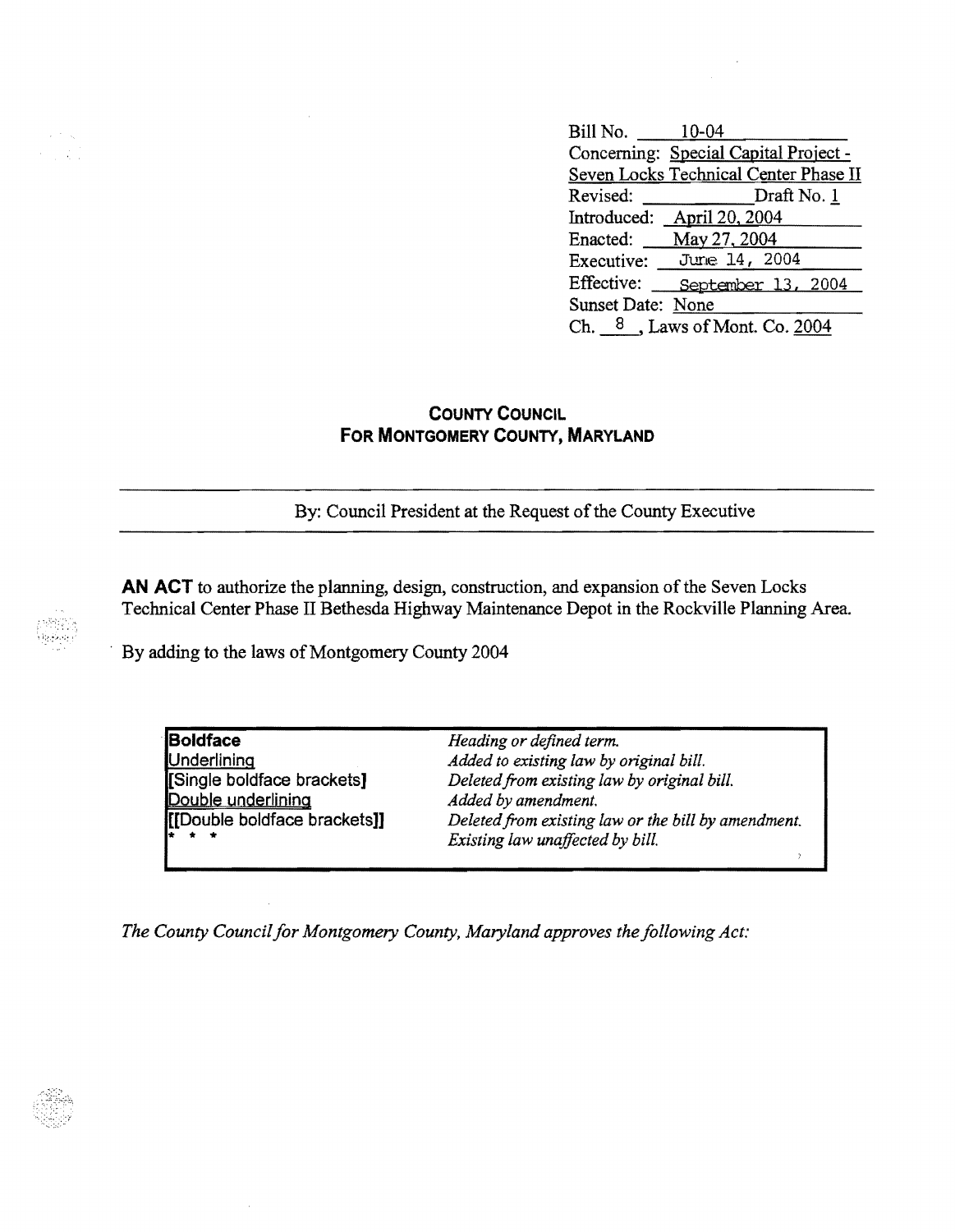Bill No. 10-04
Concerning: Special Capital Project - Seven Locks Technical Center Phase II
Revised: Draft No. 1
Introduced: April 20, 2004
Enacted: May 27, 2004
Executive: June 14, 2004
Effective: September 13, 2004
Sunset Date: None
Ch. 8, Laws of Mont. Co. 2004

## COUNTY COUNCIL FOR MONTGOMERY COUNTY, MARYLAND

By: Council President at the Request of the County Executive

**AN ACT** to authorize the planning, design, construction, and expansion of the Seven Locks Technical Center Phase II Bethesda Highway Maintenance Depot in the Rockville Planning Area.

By adding to the laws of Montgomery County 2004

| | |
|---|---|
| **Boldface** | *Heading or defined term.* |
| Underlining | *Added to existing law by original bill.* |
| [Single boldface brackets] | *Deleted from existing law by original bill.* |
| Double underlining | *Added by amendment.* |
| [[Double boldface brackets]] | *Deleted from existing law or the bill by amendment.* |
| * * * | *Existing law unaffected by bill.* |

*The County Council for Montgomery County, Maryland approves the following Act:*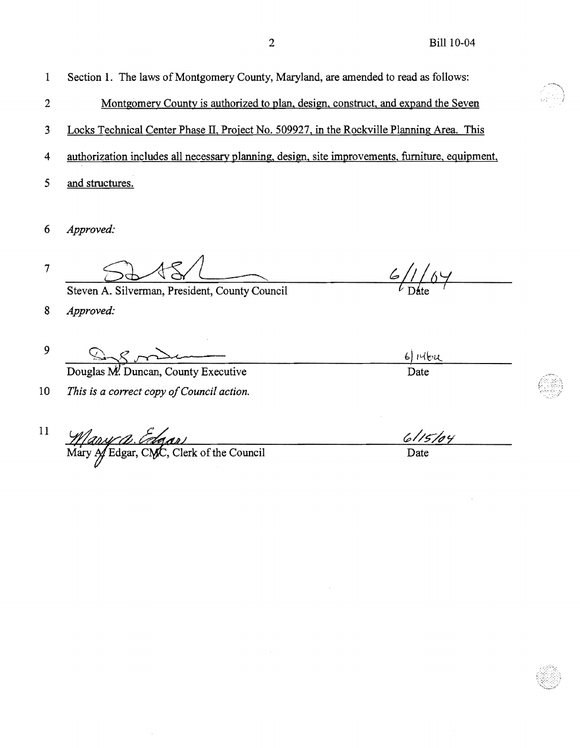Section 1. The laws of Montgomery County, Maryland, are amended to read as follows:

Montgomery County is authorized to plan, design, construct, and expand the Seven Locks Technical Center Phase II, Project No. 509927, in the Rockville Planning Area. This authorization includes all necessary planning, design, site improvements, furniture, equipment, and structures.

*Approved:*

Steven A. Silverman, President, County Council — Date: 6/1/04

*Approved:*

Douglas M. Duncan, County Executive — Date: 6/14/04

*This is a correct copy of Council action.*

Mary A. Edgar, CMC, Clerk of the Council — Date: 6/15/04